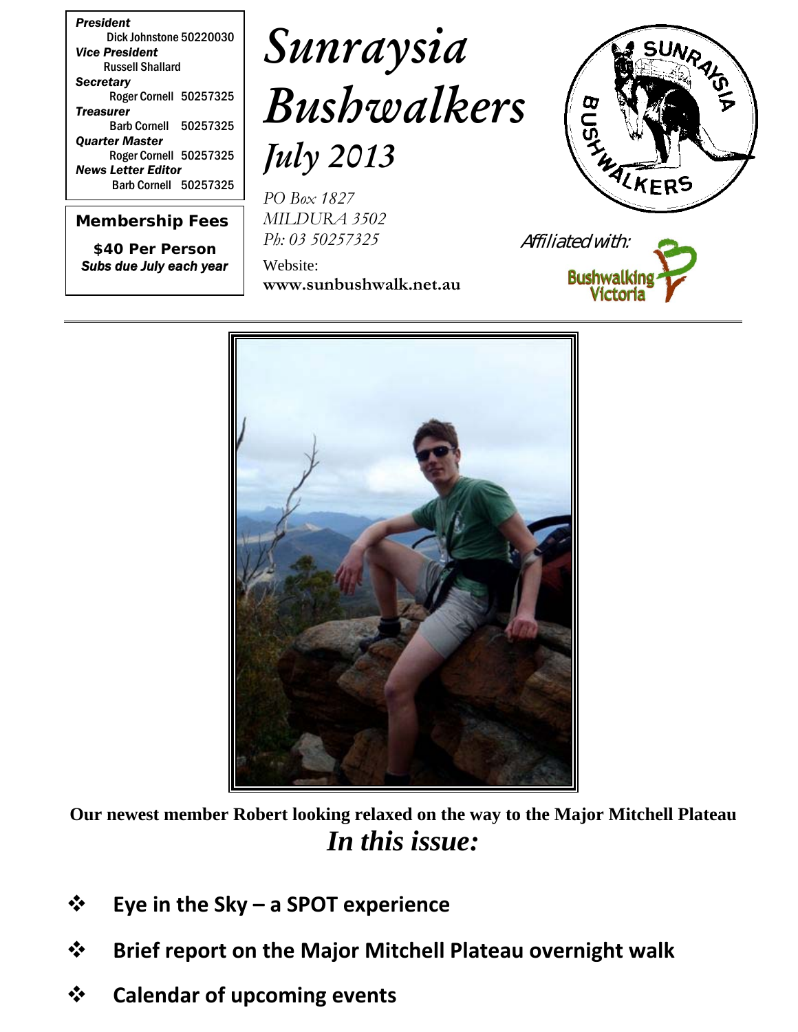*President*
Dick Johnstone 50220030
*Vice President*
Russell Shallard
*Secretary*
Roger Cornell 50257325
*Treasurer*
Barb Cornell 50257325
*Quarter Master*
Roger Cornell 50257325
*News Letter Editor*
Barb Cornell 50257325

**Membership Fees**

**$40 Per Person**
***Subs due July each year***

# *Sunraysia Bushwalkers*

## *July 2013*

*PO Box 1827*
*MILDURA 3502*
*Ph: 03 50257325*

Website:
**www.sunbushwalk.net.au**

*Affiliated with:* Bushwalking Victoria

**Our newest member Robert looking relaxed on the way to the Major Mitchell Plateau**

## *In this issue:*

- **Eye in the Sky – a SPOT experience**
- **Brief report on the Major Mitchell Plateau overnight walk**
- **Calendar of upcoming events**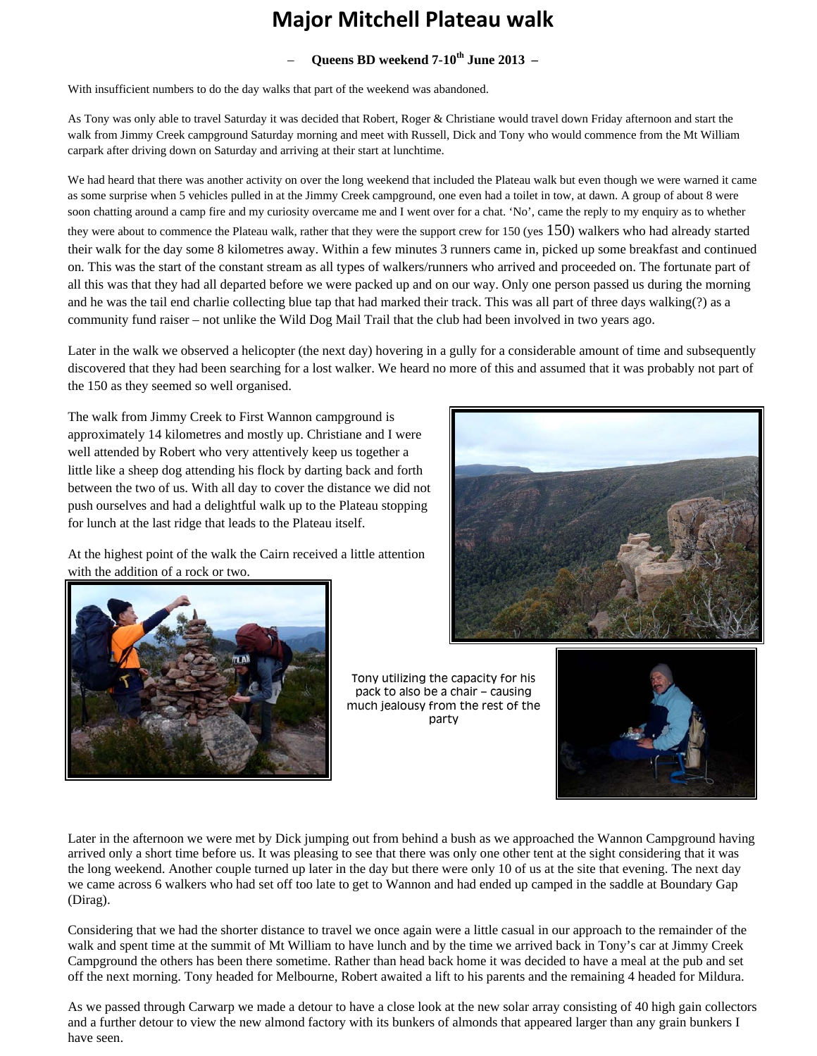# Major Mitchell Plateau walk

– **Queens BD weekend 7-10th June 2013** –

With insufficient numbers to do the day walks that part of the weekend was abandoned.

As Tony was only able to travel Saturday it was decided that Robert, Roger & Christiane would travel down Friday afternoon and start the walk from Jimmy Creek campground Saturday morning and meet with Russell, Dick and Tony who would commence from the Mt William carpark after driving down on Saturday and arriving at their start at lunchtime.

We had heard that there was another activity on over the long weekend that included the Plateau walk but even though we were warned it came as some surprise when 5 vehicles pulled in at the Jimmy Creek campground, one even had a toilet in tow, at dawn. A group of about 8 were soon chatting around a camp fire and my curiosity overcame me and I went over for a chat. 'No', came the reply to my enquiry as to whether they were about to commence the Plateau walk, rather that they were the support crew for 150 (yes 150) walkers who had already started their walk for the day some 8 kilometres away. Within a few minutes 3 runners came in, picked up some breakfast and continued on. This was the start of the constant stream as all types of walkers/runners who arrived and proceeded on. The fortunate part of all this was that they had all departed before we were packed up and on our way. Only one person passed us during the morning and he was the tail end charlie collecting blue tap that had marked their track. This was all part of three days walking(?) as a community fund raiser – not unlike the Wild Dog Mail Trail that the club had been involved in two years ago.

Later in the walk we observed a helicopter (the next day) hovering in a gully for a considerable amount of time and subsequently discovered that they had been searching for a lost walker. We heard no more of this and assumed that it was probably not part of the 150 as they seemed so well organised.

The walk from Jimmy Creek to First Wannon campground is approximately 14 kilometres and mostly up. Christiane and I were well attended by Robert who very attentively keep us together a little like a sheep dog attending his flock by darting back and forth between the two of us. With all day to cover the distance we did not push ourselves and had a delightful walk up to the Plateau stopping for lunch at the last ridge that leads to the Plateau itself.

At the highest point of the walk the Cairn received a little attention with the addition of a rock or two.

Tony utilizing the capacity for his pack to also be a chair – causing much jealousy from the rest of the party

Later in the afternoon we were met by Dick jumping out from behind a bush as we approached the Wannon Campground having arrived only a short time before us. It was pleasing to see that there was only one other tent at the sight considering that it was the long weekend. Another couple turned up later in the day but there were only 10 of us at the site that evening. The next day we came across 6 walkers who had set off too late to get to Wannon and had ended up camped in the saddle at Boundary Gap (Dirag).

Considering that we had the shorter distance to travel we once again were a little casual in our approach to the remainder of the walk and spent time at the summit of Mt William to have lunch and by the time we arrived back in Tony's car at Jimmy Creek Campground the others has been there sometime. Rather than head back home it was decided to have a meal at the pub and set off the next morning. Tony headed for Melbourne, Robert awaited a lift to his parents and the remaining 4 headed for Mildura.

As we passed through Carwarp we made a detour to have a close look at the new solar array consisting of 40 high gain collectors and a further detour to view the new almond factory with its bunkers of almonds that appeared larger than any grain bunkers I have seen.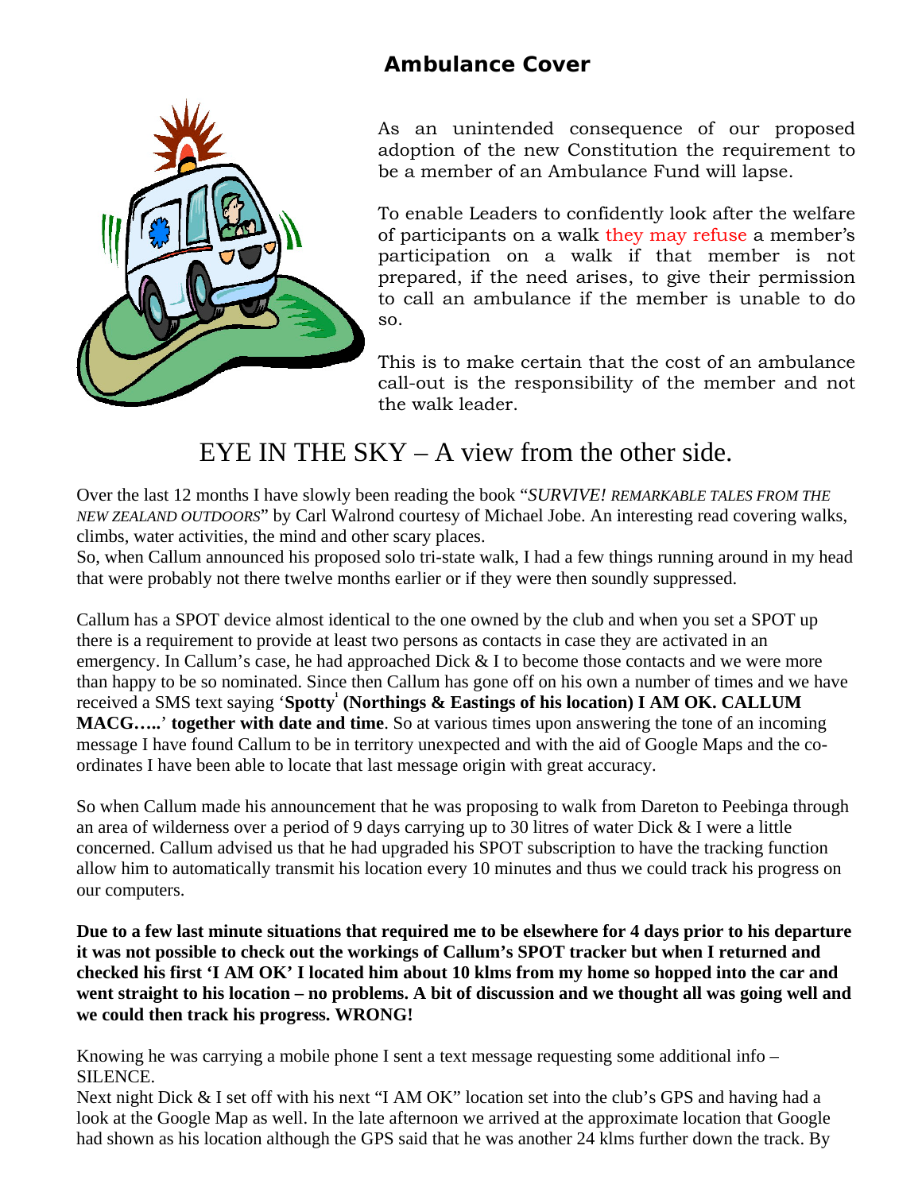## Ambulance Cover

As an unintended consequence of our proposed adoption of the new Constitution the requirement to be a member of an Ambulance Fund will lapse.

To enable Leaders to confidently look after the welfare of participants on a walk they may refuse a member's participation on a walk if that member is not prepared, if the need arises, to give their permission to call an ambulance if the member is unable to do so.

This is to make certain that the cost of an ambulance call-out is the responsibility of the member and not the walk leader.

# EYE IN THE SKY – A view from the other side.

Over the last 12 months I have slowly been reading the book "*SURVIVE! REMARKABLE TALES FROM THE NEW ZEALAND OUTDOORS*" by Carl Walrond courtesy of Michael Jobe. An interesting read covering walks, climbs, water activities, the mind and other scary places.
So, when Callum announced his proposed solo tri-state walk, I had a few things running around in my head that were probably not there twelve months earlier or if they were then soundly suppressed.

Callum has a SPOT device almost identical to the one owned by the club and when you set a SPOT up there is a requirement to provide at least two persons as contacts in case they are activated in an emergency. In Callum's case, he had approached Dick & I to become those contacts and we were more than happy to be so nominated. Since then Callum has gone off on his own a number of times and we have received a SMS text saying '**Spotty**[1] **(Northings & Eastings of his location) I AM OK. CALLUM MACG…..**' **together with date and time**. So at various times upon answering the tone of an incoming message I have found Callum to be in territory unexpected and with the aid of Google Maps and the co-ordinates I have been able to locate that last message origin with great accuracy.

So when Callum made his announcement that he was proposing to walk from Dareton to Peebinga through an area of wilderness over a period of 9 days carrying up to 30 litres of water Dick & I were a little concerned. Callum advised us that he had upgraded his SPOT subscription to have the tracking function allow him to automatically transmit his location every 10 minutes and thus we could track his progress on our computers.

**Due to a few last minute situations that required me to be elsewhere for 4 days prior to his departure it was not possible to check out the workings of Callum's SPOT tracker but when I returned and checked his first 'I AM OK' I located him about 10 klms from my home so hopped into the car and went straight to his location – no problems. A bit of discussion and we thought all was going well and we could then track his progress. WRONG!**

Knowing he was carrying a mobile phone I sent a text message requesting some additional info – SILENCE.
Next night Dick & I set off with his next "I AM OK" location set into the club's GPS and having had a look at the Google Map as well. In the late afternoon we arrived at the approximate location that Google had shown as his location although the GPS said that he was another 24 klms further down the track. By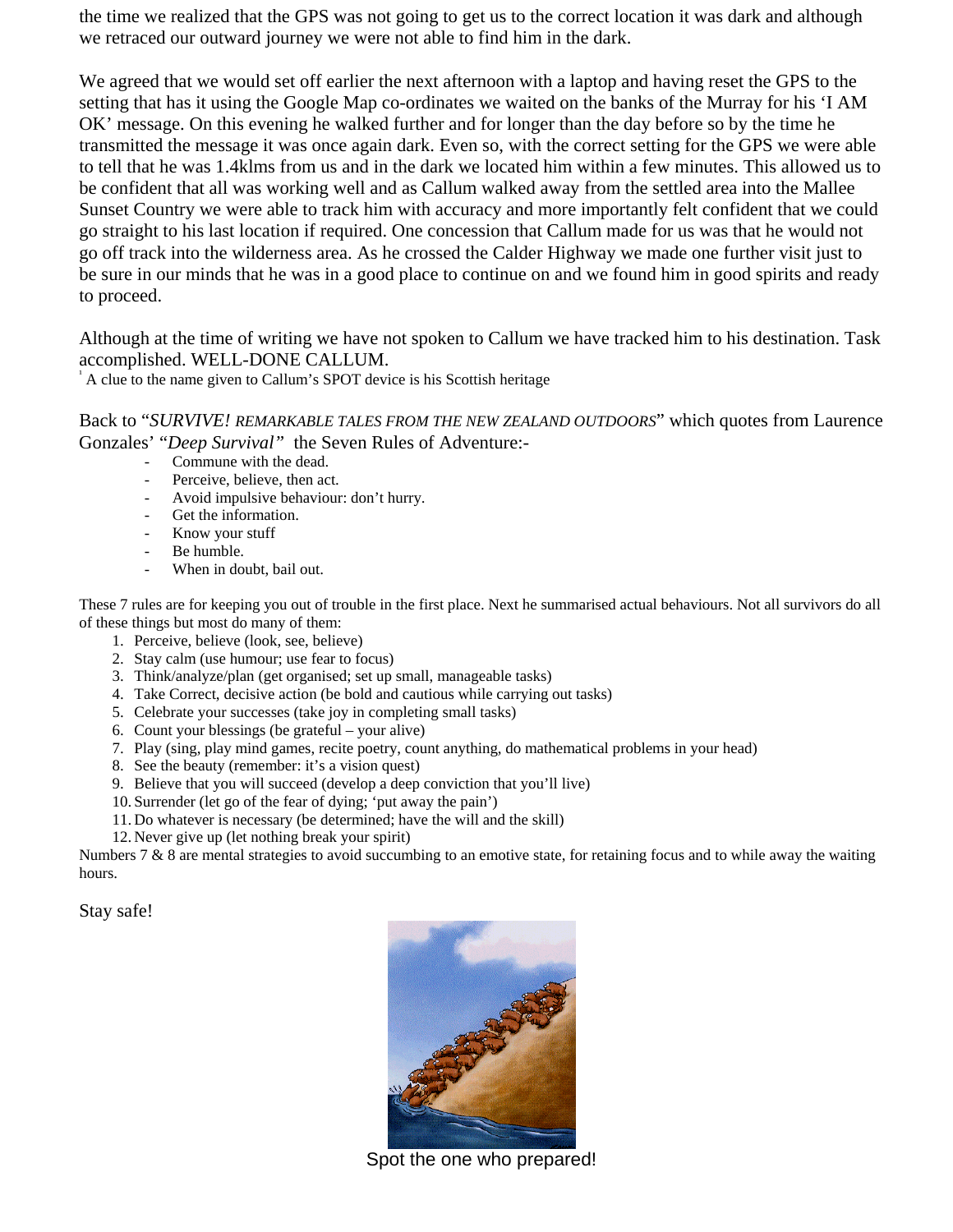the time we realized that the GPS was not going to get us to the correct location it was dark and although we retraced our outward journey we were not able to find him in the dark.

We agreed that we would set off earlier the next afternoon with a laptop and having reset the GPS to the setting that has it using the Google Map co-ordinates we waited on the banks of the Murray for his 'I AM OK' message. On this evening he walked further and for longer than the day before so by the time he transmitted the message it was once again dark. Even so, with the correct setting for the GPS we were able to tell that he was 1.4klms from us and in the dark we located him within a few minutes. This allowed us to be confident that all was working well and as Callum walked away from the settled area into the Mallee Sunset Country we were able to track him with accuracy and more importantly felt confident that we could go straight to his last location if required. One concession that Callum made for us was that he would not go off track into the wilderness area. As he crossed the Calder Highway we made one further visit just to be sure in our minds that he was in a good place to continue on and we found him in good spirits and ready to proceed.

Although at the time of writing we have not spoken to Callum we have tracked him to his destination. Task accomplished. WELL-DONE CALLUM.

[i] A clue to the name given to Callum's SPOT device is his Scottish heritage

Back to "*SURVIVE! REMARKABLE TALES FROM THE NEW ZEALAND OUTDOORS*" which quotes from Laurence Gonzales' "*Deep Survival*" the Seven Rules of Adventure:-

- Commune with the dead.
- Perceive, believe, then act.
- Avoid impulsive behaviour: don't hurry.
- Get the information.
- Know your stuff
- Be humble.
- When in doubt, bail out.

These 7 rules are for keeping you out of trouble in the first place. Next he summarised actual behaviours. Not all survivors do all of these things but most do many of them:

1. Perceive, believe (look, see, believe)
2. Stay calm (use humour; use fear to focus)
3. Think/analyze/plan (get organised; set up small, manageable tasks)
4. Take Correct, decisive action (be bold and cautious while carrying out tasks)
5. Celebrate your successes (take joy in completing small tasks)
6. Count your blessings (be grateful – your alive)
7. Play (sing, play mind games, recite poetry, count anything, do mathematical problems in your head)
8. See the beauty (remember: it's a vision quest)
9. Believe that you will succeed (develop a deep conviction that you'll live)
10. Surrender (let go of the fear of dying; 'put away the pain')
11. Do whatever is necessary (be determined; have the will and the skill)
12. Never give up (let nothing break your spirit)

Numbers 7 & 8 are mental strategies to avoid succumbing to an emotive state, for retaining focus and to while away the waiting hours.

Stay safe!

Spot the one who prepared!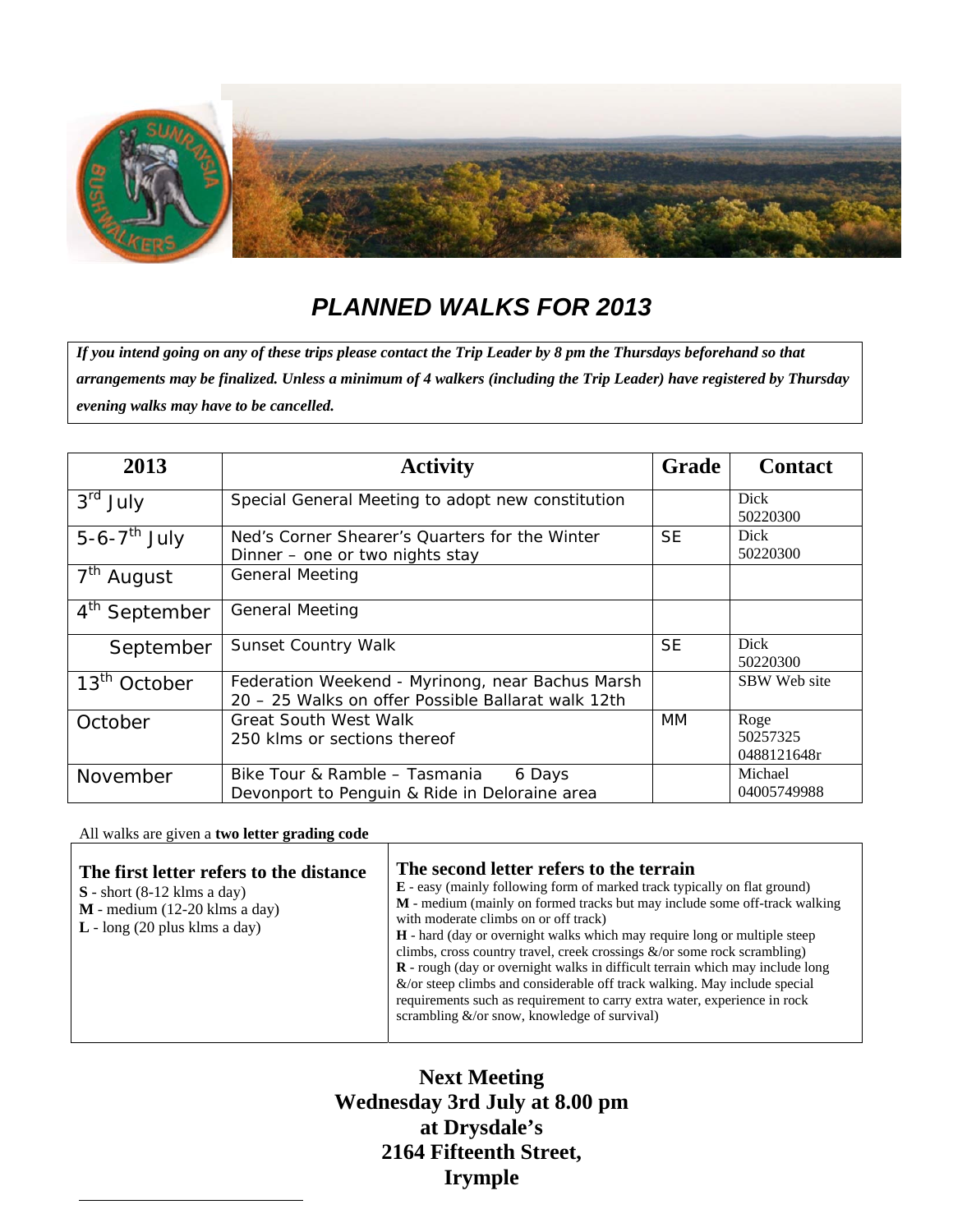# *PLANNED WALKS FOR 2013*

***If you intend going on any of these trips please contact the Trip Leader by 8 pm the Thursdays beforehand so that arrangements may be finalized. Unless a minimum of 4 walkers (including the Trip Leader) have registered by Thursday evening walks may have to be cancelled.***

| 2013 | Activity | Grade | Contact |
|---|---|---|---|
| 3rd July | Special General Meeting to adopt new constitution | | Dick 50220300 |
| 5-6-7th July | Ned's Corner Shearer's Quarters for the Winter Dinner – one or two nights stay | SE | Dick 50220300 |
| 7th August | General Meeting | | |
| 4th September | General Meeting | | |
| September | Sunset Country Walk | SE | Dick 50220300 |
| 13th October | Federation Weekend - Myrinong, near Bachus Marsh 20 – 25 Walks on offer Possible Ballarat walk 12th | | SBW Web site |
| October | Great South West Walk 250 klms or sections thereof | MM | Roge 50257325 0488121648r |
| November | Bike Tour & Ramble – Tasmania 6 Days Devonport to Penguin & Ride in Deloraine area | | Michael 04005749988 |

All walks are given a **two letter grading code**

**The first letter refers to the distance**
**S** - short (8-12 klms a day)
**M** - medium (12-20 klms a day)
**L** - long (20 plus klms a day)

**The second letter refers to the terrain**
**E** - easy (mainly following form of marked track typically on flat ground)
**M** - medium (mainly on formed tracks but may include some off-track walking with moderate climbs on or off track)
**H** - hard (day or overnight walks which may require long or multiple steep climbs, cross country travel, creek crossings &/or some rock scrambling)
**R** - rough (day or overnight walks in difficult terrain which may include long &/or steep climbs and considerable off track walking. May include special requirements such as requirement to carry extra water, experience in rock scrambling &/or snow, knowledge of survival)

**Next Meeting**
**Wednesday 3rd July at 8.00 pm**
**at Drysdale's**
**2164 Fifteenth Street,**
**Irymple**